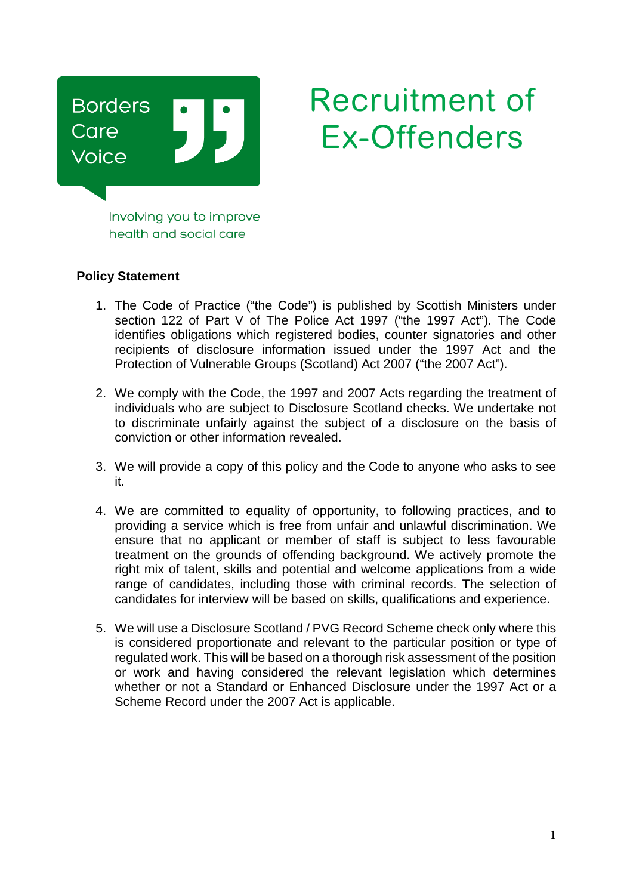Borders Care Voice

Involving you to improve health and social care

# Recruitment of Ex-Offenders

**Policy Statement**

1. The Code of Practice ("the Code") is published by Scottish Ministers under section 122 of Part V of The Police Act 1997 ("the 1997 Act"). The Code identifies obligations which registered bodies, counter signatories and other recipients of disclosure information issued under the 1997 Act and the Protection of Vulnerable Groups (Scotland) Act 2007 ("the 2007 Act").

2. We comply with the Code, the 1997 and 2007 Acts regarding the treatment of individuals who are subject to Disclosure Scotland checks. We undertake not to discriminate unfairly against the subject of a disclosure on the basis of conviction or other information revealed.

3. We will provide a copy of this policy and the Code to anyone who asks to see it.

4. We are committed to equality of opportunity, to following practices, and to providing a service which is free from unfair and unlawful discrimination. We ensure that no applicant or member of staff is subject to less favourable treatment on the grounds of offending background. We actively promote the right mix of talent, skills and potential and welcome applications from a wide range of candidates, including those with criminal records. The selection of candidates for interview will be based on skills, qualifications and experience.

5. We will use a Disclosure Scotland / PVG Record Scheme check only where this is considered proportionate and relevant to the particular position or type of regulated work. This will be based on a thorough risk assessment of the position or work and having considered the relevant legislation which determines whether or not a Standard or Enhanced Disclosure under the 1997 Act or a Scheme Record under the 2007 Act is applicable.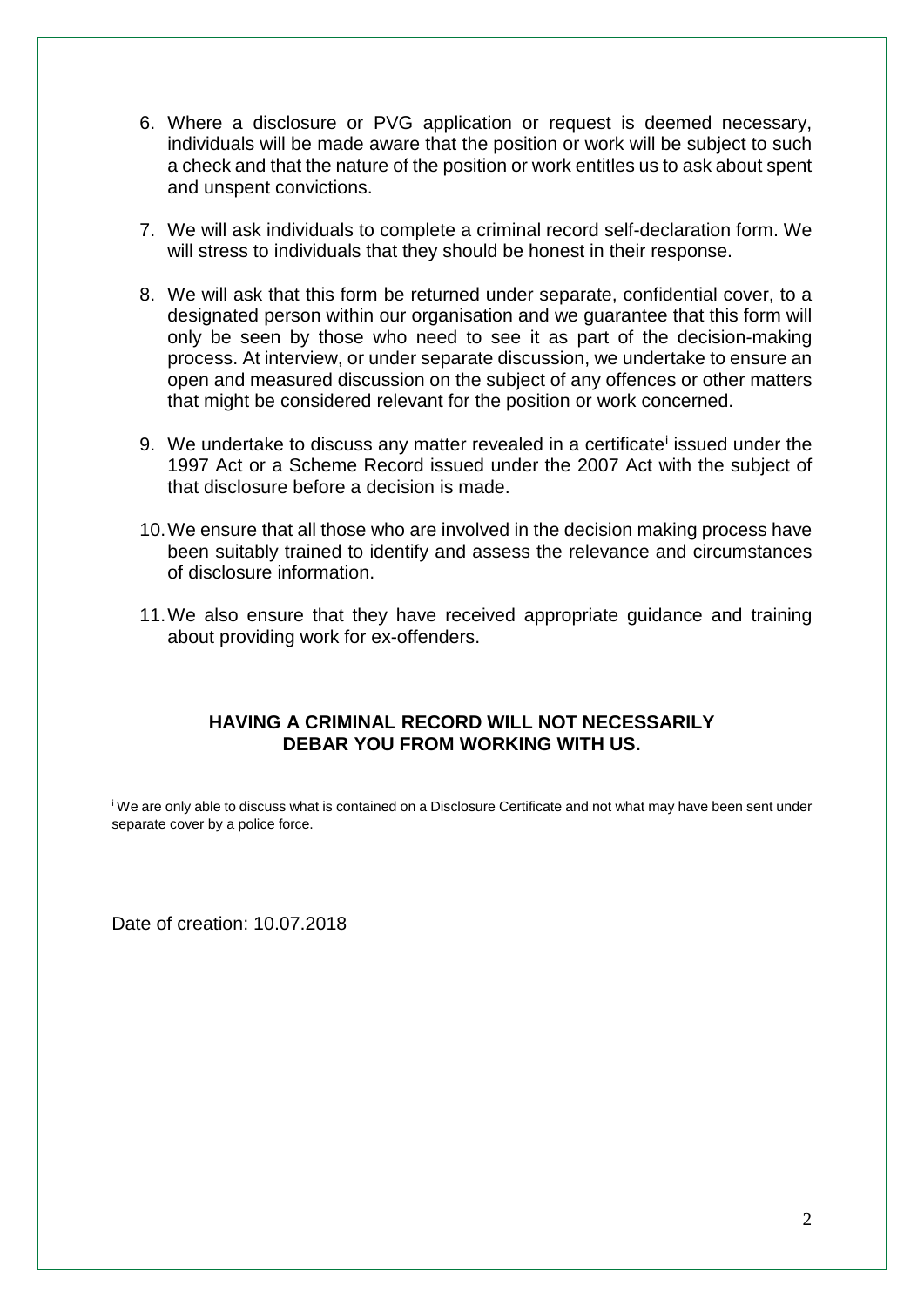6. Where a disclosure or PVG application or request is deemed necessary, individuals will be made aware that the position or work will be subject to such a check and that the nature of the position or work entitles us to ask about spent and unspent convictions.

7. We will ask individuals to complete a criminal record self-declaration form. We will stress to individuals that they should be honest in their response.

8. We will ask that this form be returned under separate, confidential cover, to a designated person within our organisation and we guarantee that this form will only be seen by those who need to see it as part of the decision-making process. At interview, or under separate discussion, we undertake to ensure an open and measured discussion on the subject of any offences or other matters that might be considered relevant for the position or work concerned.

9. We undertake to discuss any matter revealed in a certificate[i] issued under the 1997 Act or a Scheme Record issued under the 2007 Act with the subject of that disclosure before a decision is made.

10. We ensure that all those who are involved in the decision making process have been suitably trained to identify and assess the relevance and circumstances of disclosure information.

11. We also ensure that they have received appropriate guidance and training about providing work for ex-offenders.

**HAVING A CRIMINAL RECORD WILL NOT NECESSARILY DEBAR YOU FROM WORKING WITH US.**

[i] We are only able to discuss what is contained on a Disclosure Certificate and not what may have been sent under separate cover by a police force.

Date of creation: 10.07.2018